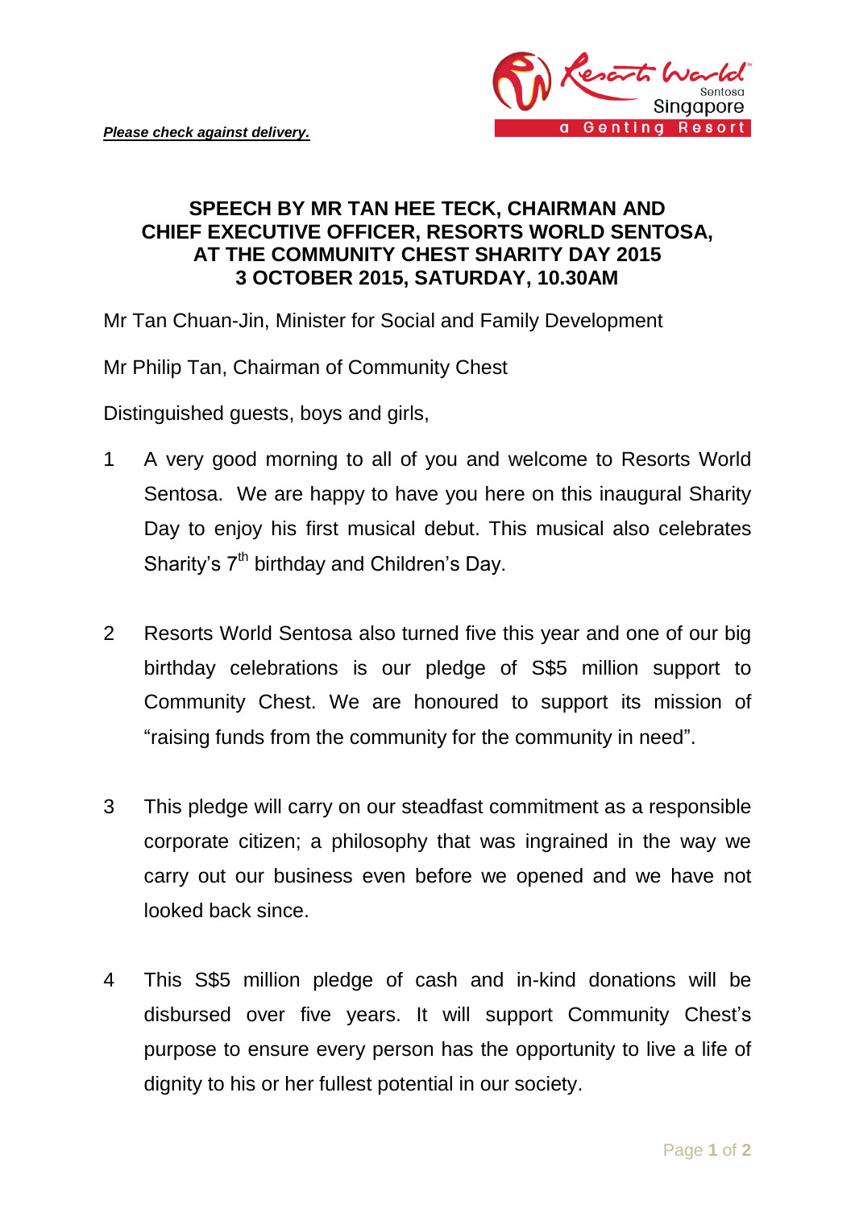***Please check against delivery.***

**SPEECH BY MR TAN HEE TECK, CHAIRMAN AND CHIEF EXECUTIVE OFFICER, RESORTS WORLD SENTOSA, AT THE COMMUNITY CHEST SHARITY DAY 2015**
**3 OCTOBER 2015, SATURDAY, 10.30AM**

Mr Tan Chuan-Jin, Minister for Social and Family Development

Mr Philip Tan, Chairman of Community Chest

Distinguished guests, boys and girls,

1 A very good morning to all of you and welcome to Resorts World Sentosa. We are happy to have you here on this inaugural Sharity Day to enjoy his first musical debut. This musical also celebrates Sharity's 7th birthday and Children's Day.

2 Resorts World Sentosa also turned five this year and one of our big birthday celebrations is our pledge of S$5 million support to Community Chest. We are honoured to support its mission of "raising funds from the community for the community in need".

3 This pledge will carry on our steadfast commitment as a responsible corporate citizen; a philosophy that was ingrained in the way we carry out our business even before we opened and we have not looked back since.

4 This S$5 million pledge of cash and in-kind donations will be disbursed over five years. It will support Community Chest's purpose to ensure every person has the opportunity to live a life of dignity to his or her fullest potential in our society.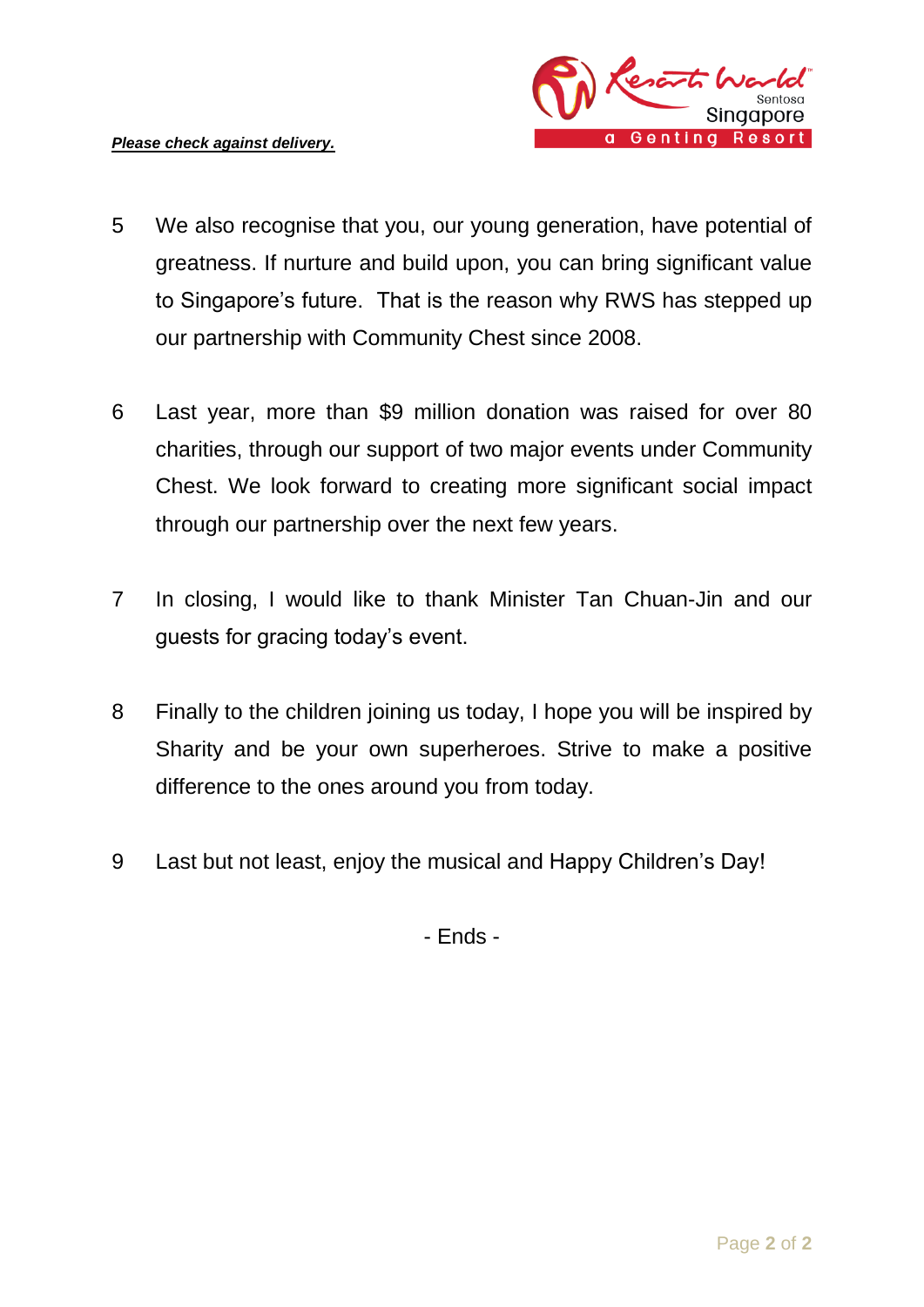***Please check against delivery.***

5 We also recognise that you, our young generation, have potential of greatness. If nurture and build upon, you can bring significant value to Singapore's future. That is the reason why RWS has stepped up our partnership with Community Chest since 2008.

6 Last year, more than $9 million donation was raised for over 80 charities, through our support of two major events under Community Chest. We look forward to creating more significant social impact through our partnership over the next few years.

7 In closing, I would like to thank Minister Tan Chuan-Jin and our guests for gracing today's event.

8 Finally to the children joining us today, I hope you will be inspired by Sharity and be your own superheroes. Strive to make a positive difference to the ones around you from today.

9 Last but not least, enjoy the musical and Happy Children's Day!

- Ends -